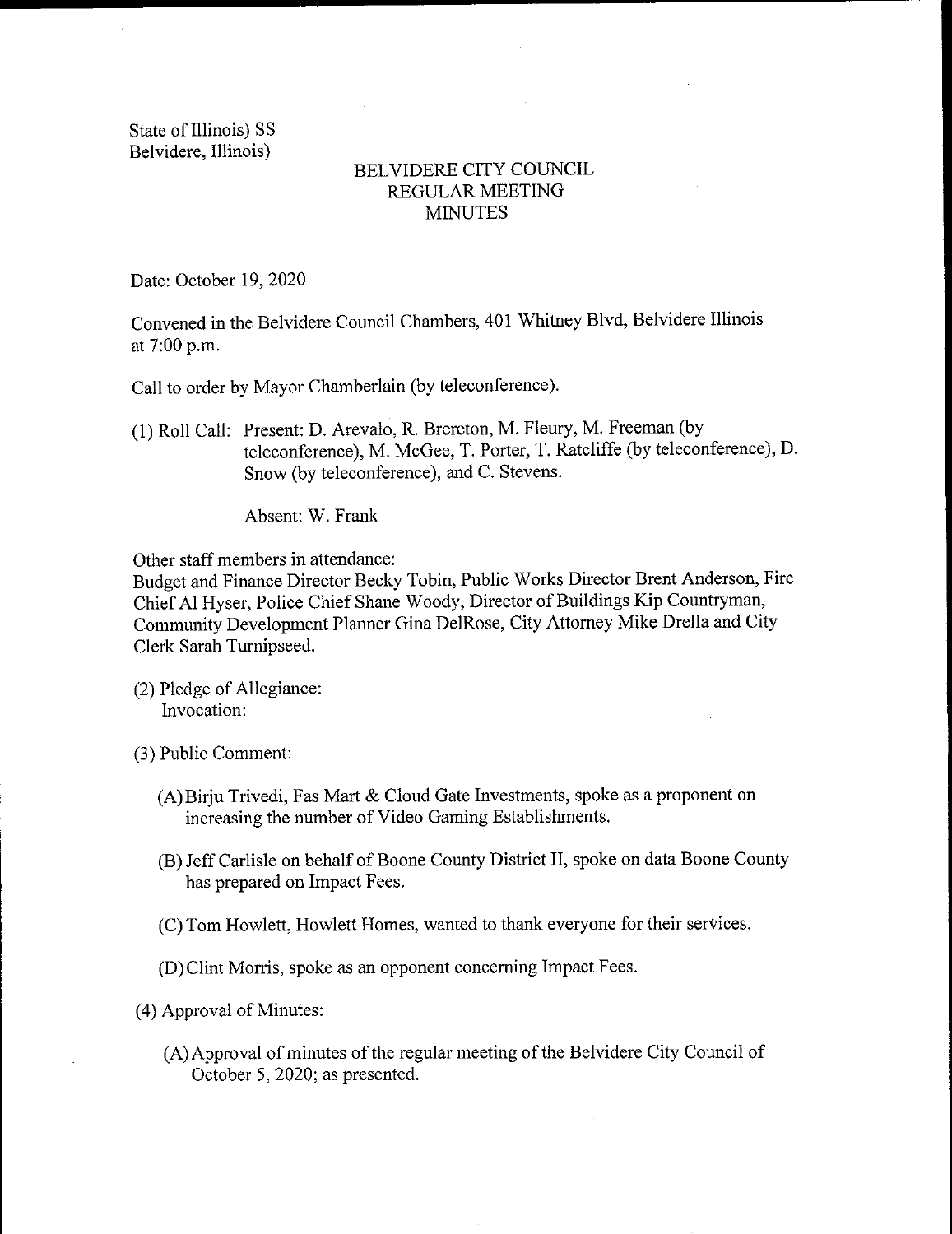State of Illinois) SS
Belvidere, Illinois)

# BELVIDERE CITY COUNCIL
## REGULAR MEETING
## MINUTES

Date: October 19, 2020

Convened in the Belvidere Council Chambers, 401 Whitney Blvd, Belvidere Illinois at 7:00 p.m.

Call to order by Mayor Chamberlain (by teleconference).

(1) Roll Call: Present: D. Arevalo, R. Brereton, M. Fleury, M. Freeman (by teleconference), M. McGee, T. Porter, T. Ratcliffe (by teleconference), D. Snow (by teleconference), and C. Stevens.

Absent: W. Frank

Other staff members in attendance:
Budget and Finance Director Becky Tobin, Public Works Director Brent Anderson, Fire Chief Al Hyser, Police Chief Shane Woody, Director of Buildings Kip Countryman, Community Development Planner Gina DelRose, City Attorney Mike Drella and City Clerk Sarah Turnipseed.

(2) Pledge of Allegiance:
Invocation:

(3) Public Comment:

(A) Birju Trivedi, Fas Mart & Cloud Gate Investments, spoke as a proponent on increasing the number of Video Gaming Establishments.

(B) Jeff Carlisle on behalf of Boone County District II, spoke on data Boone County has prepared on Impact Fees.

(C) Tom Howlett, Howlett Homes, wanted to thank everyone for their services.

(D) Clint Morris, spoke as an opponent concerning Impact Fees.

(4) Approval of Minutes:

(A) Approval of minutes of the regular meeting of the Belvidere City Council of October 5, 2020; as presented.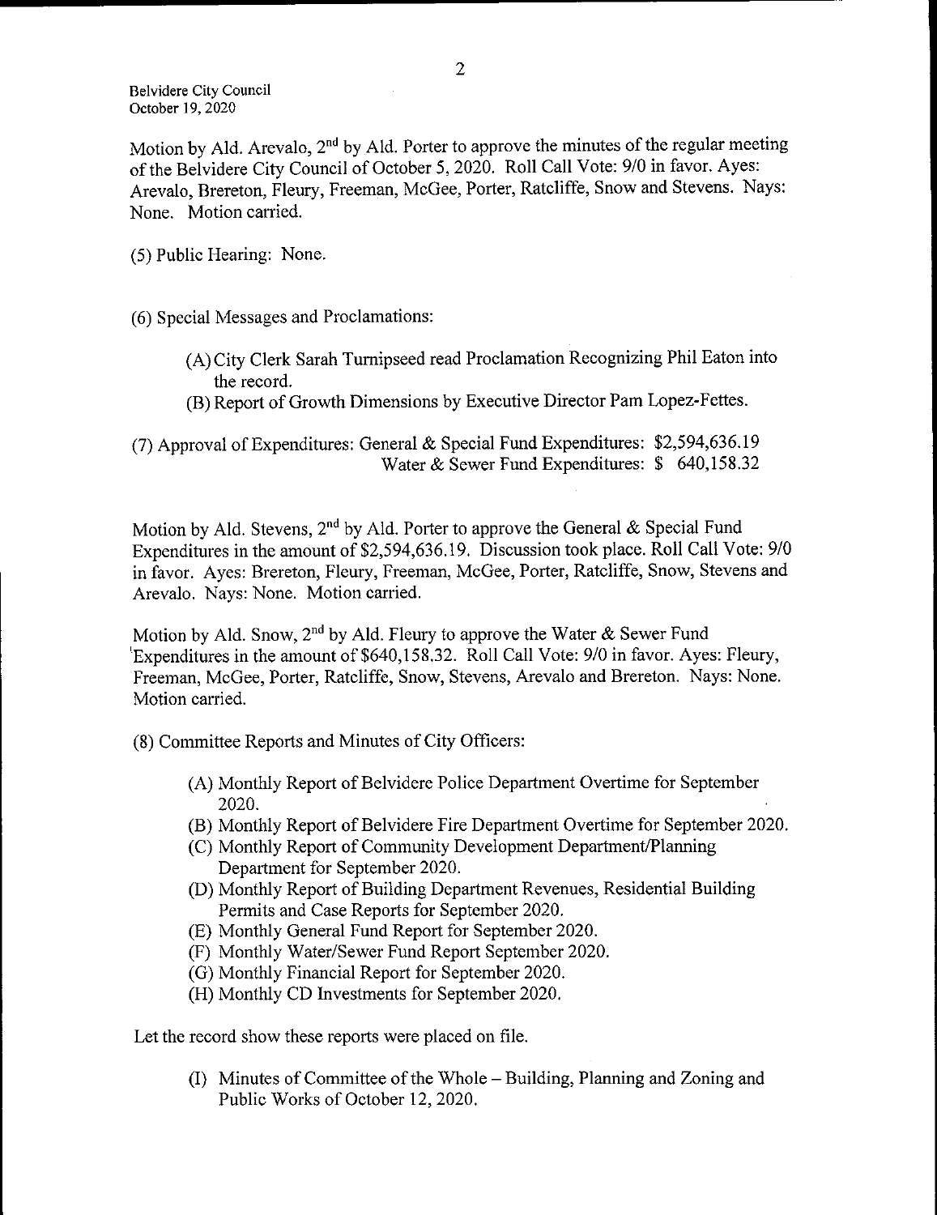Motion by Ald. Arevalo, 2nd by Ald. Porter to approve the minutes of the regular meeting of the Belvidere City Council of October 5, 2020. Roll Call Vote: 9/0 in favor. Ayes: Arevalo, Brereton, Fleury, Freeman, McGee, Porter, Ratcliffe, Snow and Stevens. Nays: None. Motion carried.

(5) Public Hearing: None.

(6) Special Messages and Proclamations:

(A) City Clerk Sarah Turnipseed read Proclamation Recognizing Phil Eaton into the record.
(B) Report of Growth Dimensions by Executive Director Pam Lopez-Fettes.

(7) Approval of Expenditures: General & Special Fund Expenditures: $2,594,636.19
Water & Sewer Fund Expenditures: $ 640,158.32

Motion by Ald. Stevens, 2nd by Ald. Porter to approve the General & Special Fund Expenditures in the amount of $2,594,636.19. Discussion took place. Roll Call Vote: 9/0 in favor. Ayes: Brereton, Fleury, Freeman, McGee, Porter, Ratcliffe, Snow, Stevens and Arevalo. Nays: None. Motion carried.

Motion by Ald. Snow, 2nd by Ald. Fleury to approve the Water & Sewer Fund Expenditures in the amount of $640,158.32. Roll Call Vote: 9/0 in favor. Ayes: Fleury, Freeman, McGee, Porter, Ratcliffe, Snow, Stevens, Arevalo and Brereton. Nays: None. Motion carried.

(8) Committee Reports and Minutes of City Officers:

(A) Monthly Report of Belvidere Police Department Overtime for September 2020.
(B) Monthly Report of Belvidere Fire Department Overtime for September 2020.
(C) Monthly Report of Community Development Department/Planning Department for September 2020.
(D) Monthly Report of Building Department Revenues, Residential Building Permits and Case Reports for September 2020.
(E) Monthly General Fund Report for September 2020.
(F) Monthly Water/Sewer Fund Report September 2020.
(G) Monthly Financial Report for September 2020.
(H) Monthly CD Investments for September 2020.

Let the record show these reports were placed on file.

(I) Minutes of Committee of the Whole – Building, Planning and Zoning and Public Works of October 12, 2020.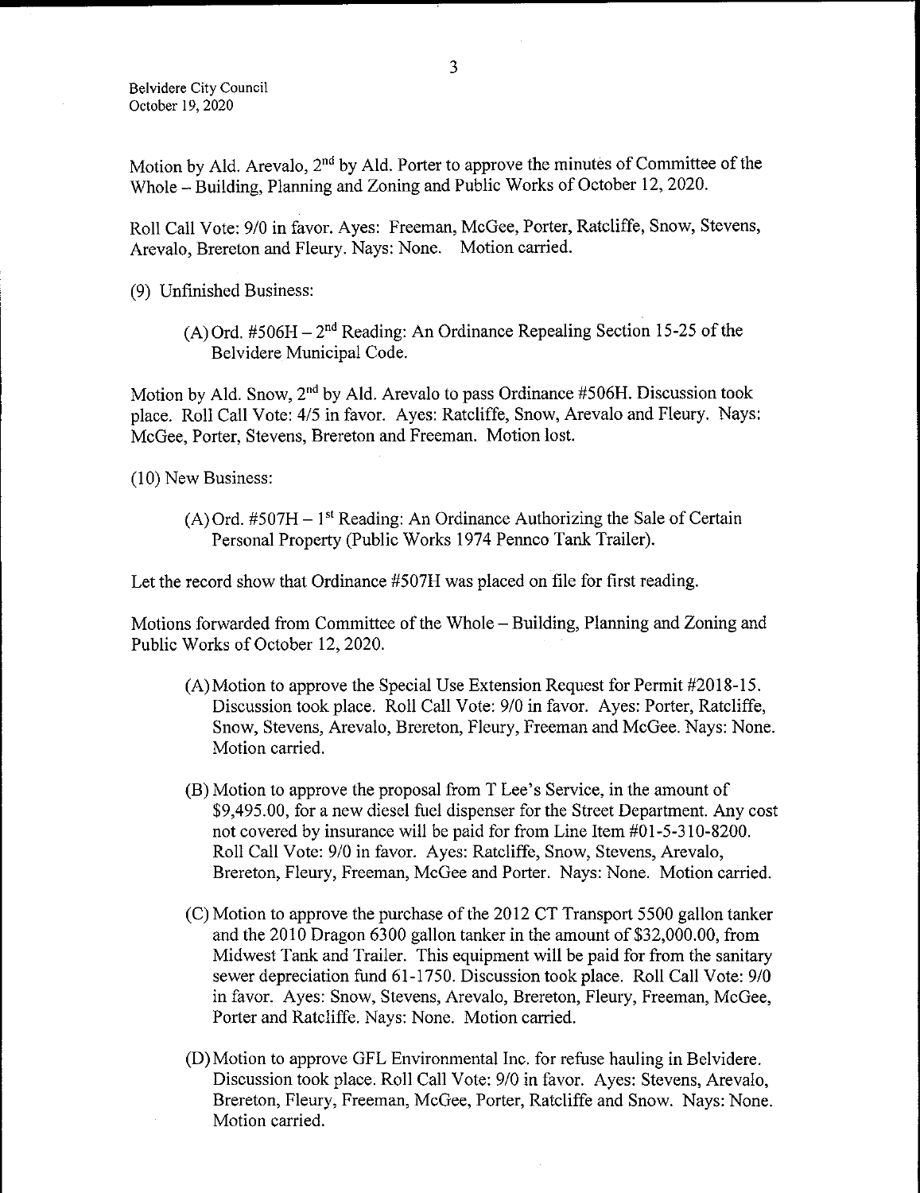Motion by Ald. Arevalo, 2nd by Ald. Porter to approve the minutes of Committee of the Whole – Building, Planning and Zoning and Public Works of October 12, 2020.

Roll Call Vote: 9/0 in favor. Ayes: Freeman, McGee, Porter, Ratcliffe, Snow, Stevens, Arevalo, Brereton and Fleury. Nays: None. Motion carried.

(9) Unfinished Business:

(A) Ord. #506H – 2nd Reading: An Ordinance Repealing Section 15-25 of the Belvidere Municipal Code.

Motion by Ald. Snow, 2nd by Ald. Arevalo to pass Ordinance #506H. Discussion took place. Roll Call Vote: 4/5 in favor. Ayes: Ratcliffe, Snow, Arevalo and Fleury. Nays: McGee, Porter, Stevens, Brereton and Freeman. Motion lost.

(10) New Business:

(A) Ord. #507H – 1st Reading: An Ordinance Authorizing the Sale of Certain Personal Property (Public Works 1974 Pennco Tank Trailer).

Let the record show that Ordinance #507H was placed on file for first reading.

Motions forwarded from Committee of the Whole – Building, Planning and Zoning and Public Works of October 12, 2020.

(A) Motion to approve the Special Use Extension Request for Permit #2018-15. Discussion took place. Roll Call Vote: 9/0 in favor. Ayes: Porter, Ratcliffe, Snow, Stevens, Arevalo, Brereton, Fleury, Freeman and McGee. Nays: None. Motion carried.

(B) Motion to approve the proposal from T Lee's Service, in the amount of $9,495.00, for a new diesel fuel dispenser for the Street Department. Any cost not covered by insurance will be paid for from Line Item #01-5-310-8200. Roll Call Vote: 9/0 in favor. Ayes: Ratcliffe, Snow, Stevens, Arevalo, Brereton, Fleury, Freeman, McGee and Porter. Nays: None. Motion carried.

(C) Motion to approve the purchase of the 2012 CT Transport 5500 gallon tanker and the 2010 Dragon 6300 gallon tanker in the amount of $32,000.00, from Midwest Tank and Trailer. This equipment will be paid for from the sanitary sewer depreciation fund 61-1750. Discussion took place. Roll Call Vote: 9/0 in favor. Ayes: Snow, Stevens, Arevalo, Brereton, Fleury, Freeman, McGee, Porter and Ratcliffe. Nays: None. Motion carried.

(D) Motion to approve GFL Environmental Inc. for refuse hauling in Belvidere. Discussion took place. Roll Call Vote: 9/0 in favor. Ayes: Stevens, Arevalo, Brereton, Fleury, Freeman, McGee, Porter, Ratcliffe and Snow. Nays: None. Motion carried.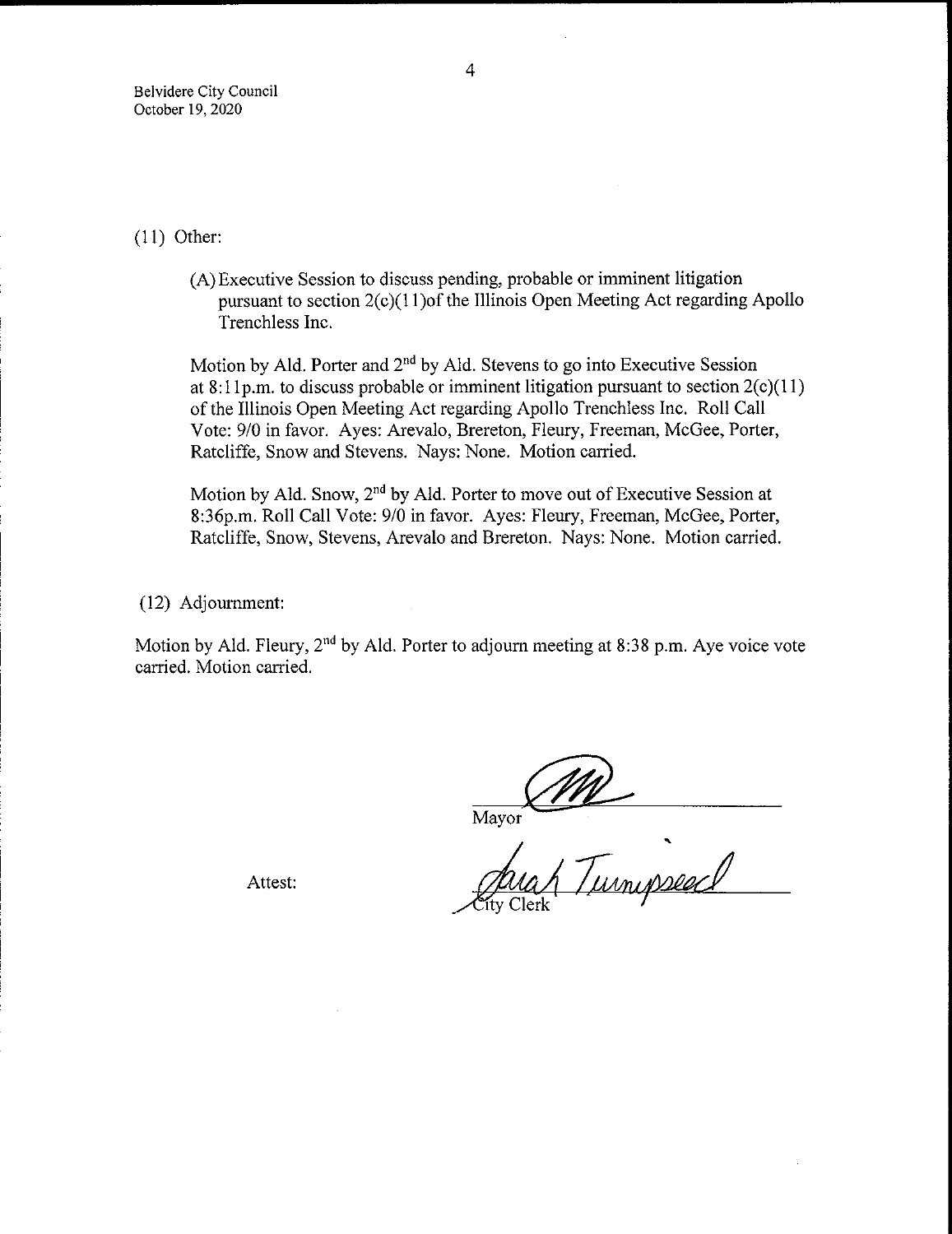(11) Other:

(A) Executive Session to discuss pending, probable or imminent litigation pursuant to section 2(c)(11)of the Illinois Open Meeting Act regarding Apollo Trenchless Inc.

Motion by Ald. Porter and 2nd by Ald. Stevens to go into Executive Session at 8:11p.m. to discuss probable or imminent litigation pursuant to section 2(c)(11) of the Illinois Open Meeting Act regarding Apollo Trenchless Inc. Roll Call Vote: 9/0 in favor. Ayes: Arevalo, Brereton, Fleury, Freeman, McGee, Porter, Ratcliffe, Snow and Stevens. Nays: None. Motion carried.

Motion by Ald. Snow, 2nd by Ald. Porter to move out of Executive Session at 8:36p.m. Roll Call Vote: 9/0 in favor. Ayes: Fleury, Freeman, McGee, Porter, Ratcliffe, Snow, Stevens, Arevalo and Brereton. Nays: None. Motion carried.

(12) Adjournment:

Motion by Ald. Fleury, 2nd by Ald. Porter to adjourn meeting at 8:38 p.m. Aye voice vote carried. Motion carried.

Mayor

Attest:

Sarah Turnipseed
City Clerk